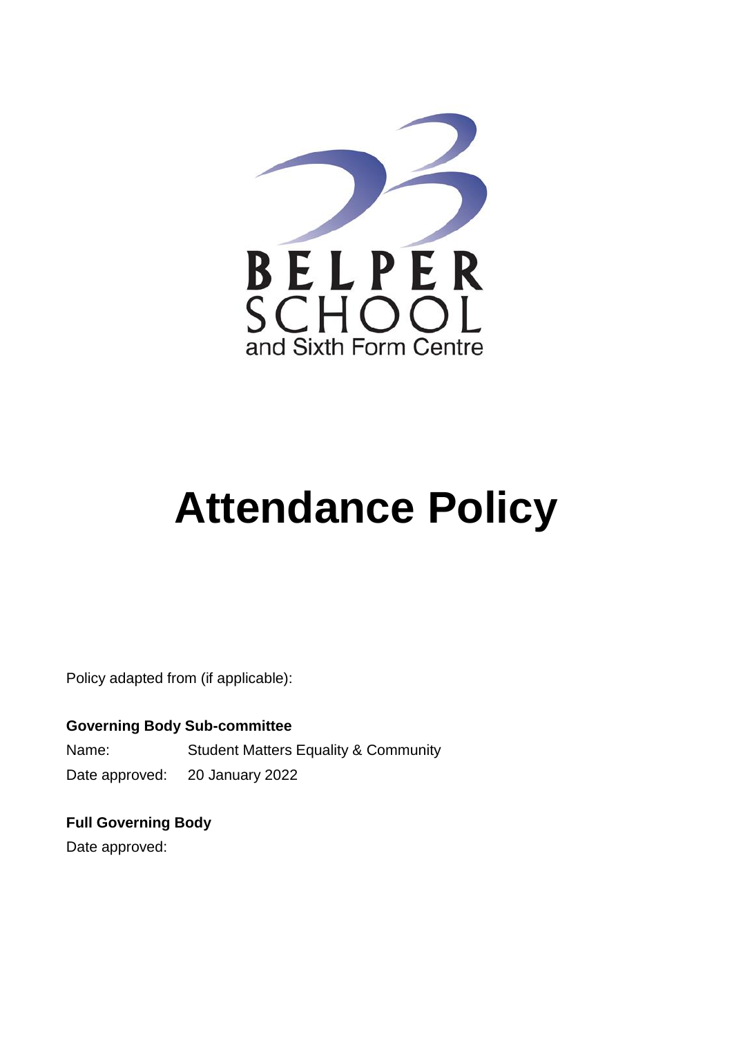BELPER SCHOOL and Sixth Form Centre

# Attendance Policy

Policy adapted from (if applicable):

**Governing Body Sub-committee**

Name: Student Matters Equality & Community

Date approved: 20 January 2022

**Full Governing Body**

Date approved: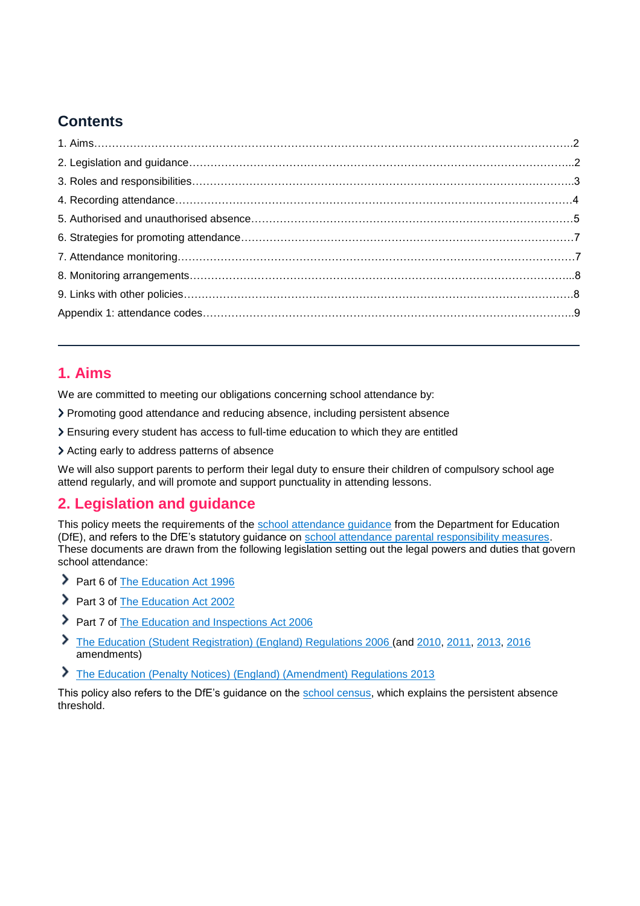## Contents

1. Aims………………………………………………………………………………………………………………2
2. Legislation and guidance……………………………………………………………………………………...2
3. Roles and responsibilities……………………………………………………………………………………..3
4. Recording attendance……………………………………………………………………………………….4
5. Authorised and unauthorised absence……………………………………………………………………..5
6. Strategies for promoting attendance………………………………………………………………………..7
7. Attendance monitoring……………………………………………………………………………………….7
8. Monitoring arrangements……………………………………………………………………………………...8
9. Links with other policies……………………………………………………………………………………….8

Appendix 1: attendance codes……………………………………………………………………………………..9

---

## 1. Aims

We are committed to meeting our obligations concerning school attendance by:

- Promoting good attendance and reducing absence, including persistent absence
- Ensuring every student has access to full-time education to which they are entitled
- Acting early to address patterns of absence

We will also support parents to perform their legal duty to ensure their children of compulsory school age attend regularly, and will promote and support punctuality in attending lessons.

## 2. Legislation and guidance

This policy meets the requirements of the school attendance guidance from the Department for Education (DfE), and refers to the DfE's statutory guidance on school attendance parental responsibility measures. These documents are drawn from the following legislation setting out the legal powers and duties that govern school attendance:

- Part 6 of The Education Act 1996
- Part 3 of The Education Act 2002
- Part 7 of The Education and Inspections Act 2006
- The Education (Student Registration) (England) Regulations 2006 (and 2010, 2011, 2013, 2016 amendments)
- The Education (Penalty Notices) (England) (Amendment) Regulations 2013

This policy also refers to the DfE's guidance on the school census, which explains the persistent absence threshold.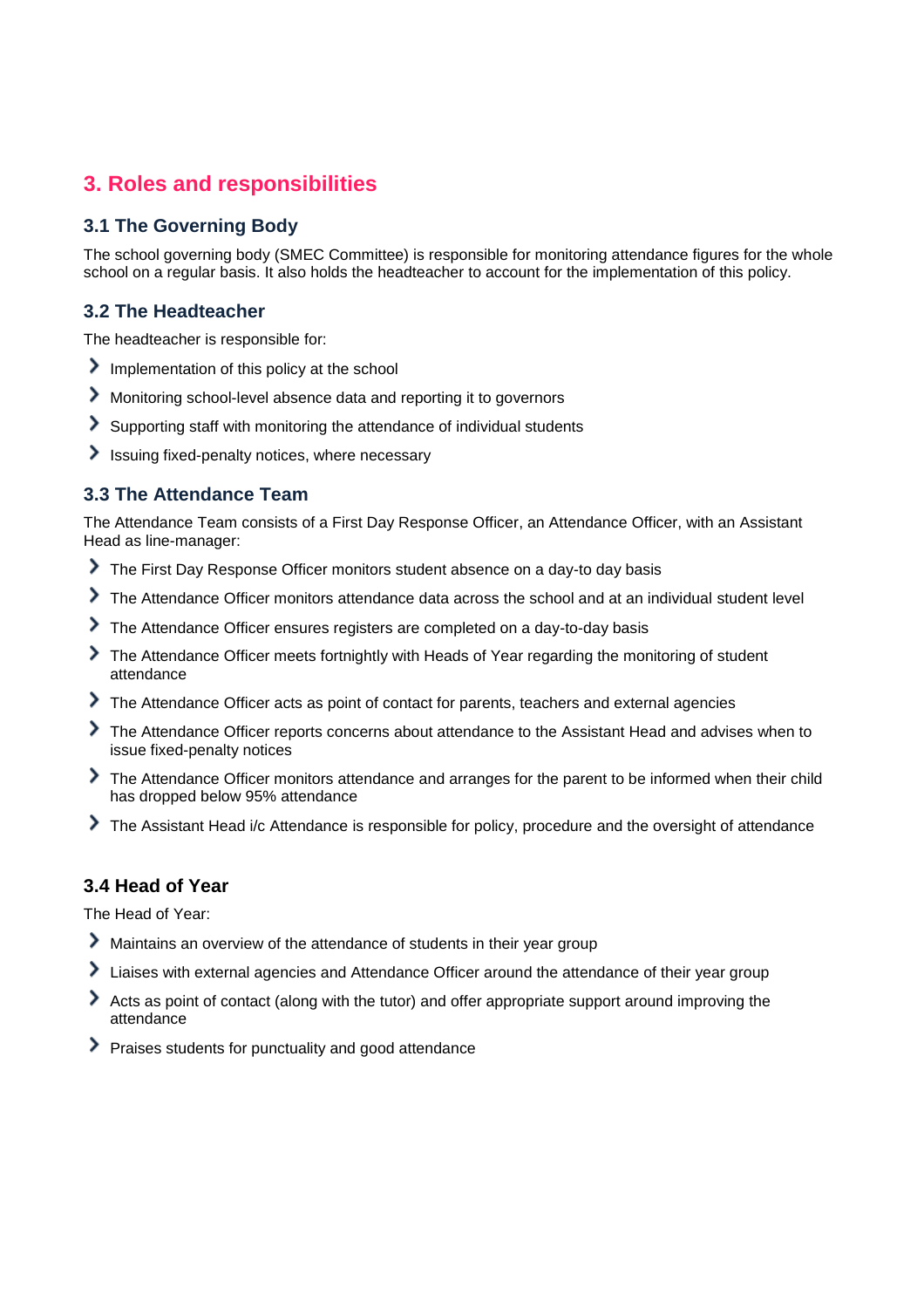## 3. Roles and responsibilities

### 3.1 The Governing Body

The school governing body (SMEC Committee) is responsible for monitoring attendance figures for the whole school on a regular basis. It also holds the headteacher to account for the implementation of this policy.

### 3.2 The Headteacher

The headteacher is responsible for:

- Implementation of this policy at the school
- Monitoring school-level absence data and reporting it to governors
- Supporting staff with monitoring the attendance of individual students
- Issuing fixed-penalty notices, where necessary

### 3.3 The Attendance Team

The Attendance Team consists of a First Day Response Officer, an Attendance Officer, with an Assistant Head as line-manager:

- The First Day Response Officer monitors student absence on a day-to day basis
- The Attendance Officer monitors attendance data across the school and at an individual student level
- The Attendance Officer ensures registers are completed on a day-to-day basis
- The Attendance Officer meets fortnightly with Heads of Year regarding the monitoring of student attendance
- The Attendance Officer acts as point of contact for parents, teachers and external agencies
- The Attendance Officer reports concerns about attendance to the Assistant Head and advises when to issue fixed-penalty notices
- The Attendance Officer monitors attendance and arranges for the parent to be informed when their child has dropped below 95% attendance
- The Assistant Head i/c Attendance is responsible for policy, procedure and the oversight of attendance

### 3.4 Head of Year

The Head of Year:

- Maintains an overview of the attendance of students in their year group
- Liaises with external agencies and Attendance Officer around the attendance of their year group
- Acts as point of contact (along with the tutor) and offer appropriate support around improving the attendance
- Praises students for punctuality and good attendance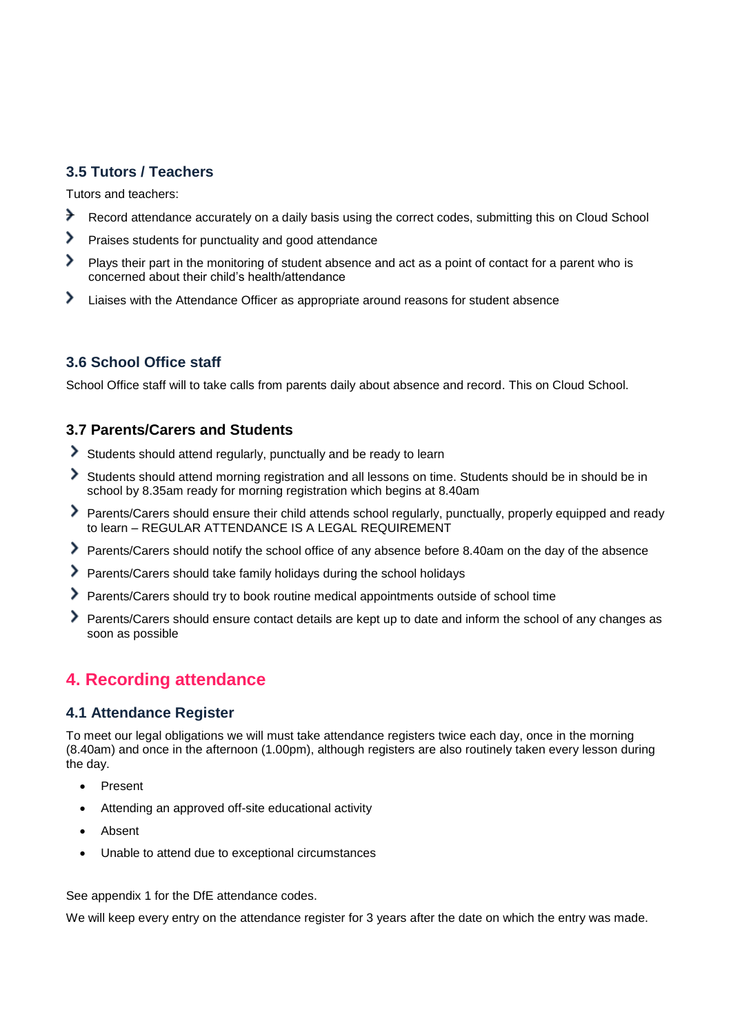### 3.5 Tutors / Teachers

Tutors and teachers:

- Record attendance accurately on a daily basis using the correct codes, submitting this on Cloud School
- Praises students for punctuality and good attendance
- Plays their part in the monitoring of student absence and act as a point of contact for a parent who is concerned about their child's health/attendance
- Liaises with the Attendance Officer as appropriate around reasons for student absence

### 3.6 School Office staff

School Office staff will to take calls from parents daily about absence and record. This on Cloud School.

### 3.7 Parents/Carers and Students

- Students should attend regularly, punctually and be ready to learn
- Students should attend morning registration and all lessons on time. Students should be in should be in school by 8.35am ready for morning registration which begins at 8.40am
- Parents/Carers should ensure their child attends school regularly, punctually, properly equipped and ready to learn – REGULAR ATTENDANCE IS A LEGAL REQUIREMENT
- Parents/Carers should notify the school office of any absence before 8.40am on the day of the absence
- Parents/Carers should take family holidays during the school holidays
- Parents/Carers should try to book routine medical appointments outside of school time
- Parents/Carers should ensure contact details are kept up to date and inform the school of any changes as soon as possible

## 4. Recording attendance

### 4.1 Attendance Register

To meet our legal obligations we will must take attendance registers twice each day, once in the morning (8.40am) and once in the afternoon (1.00pm), although registers are also routinely taken every lesson during the day.

- Present
- Attending an approved off-site educational activity
- Absent
- Unable to attend due to exceptional circumstances

See appendix 1 for the DfE attendance codes.

We will keep every entry on the attendance register for 3 years after the date on which the entry was made.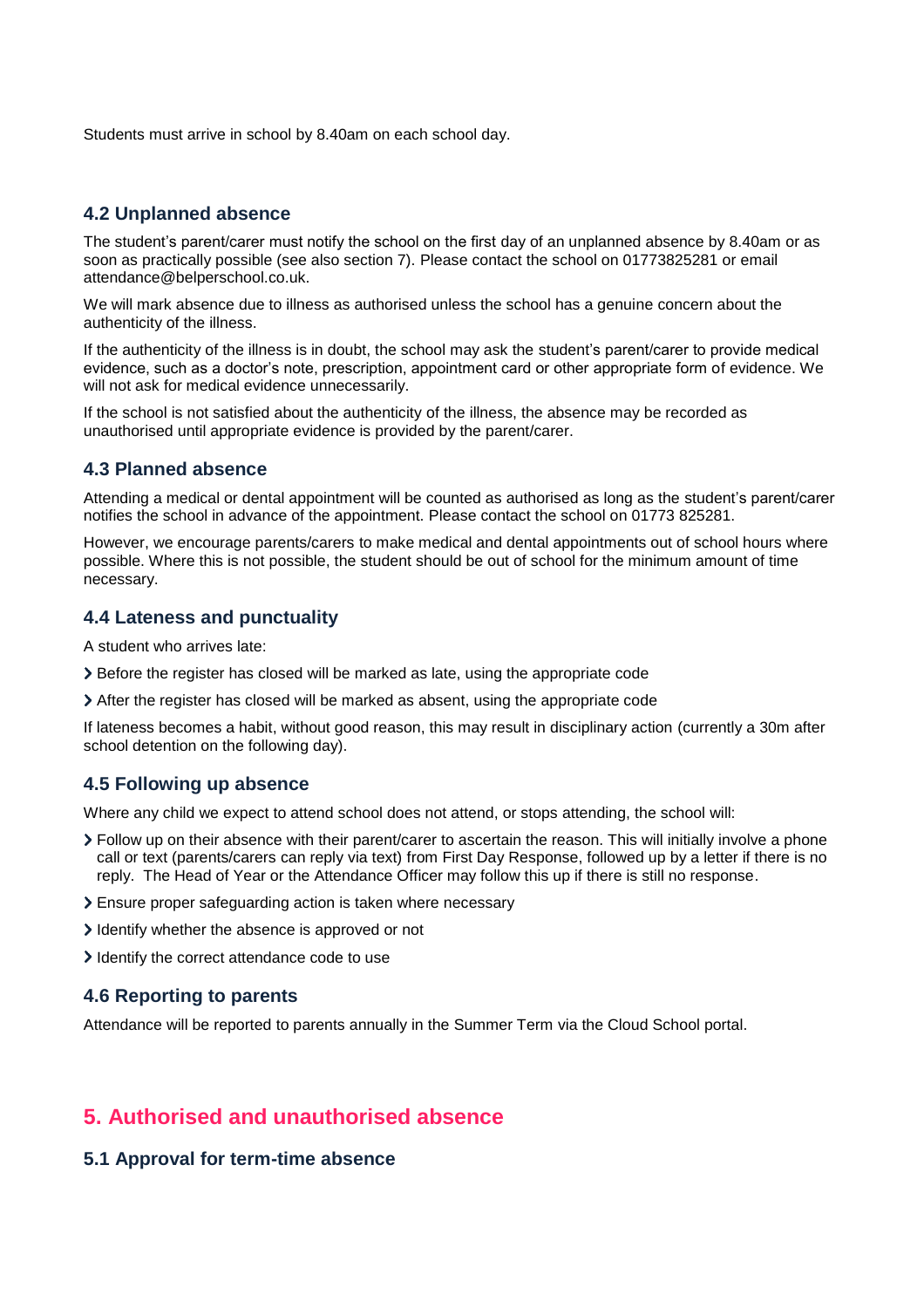Students must arrive in school by 8.40am on each school day.

### 4.2 Unplanned absence

The student's parent/carer must notify the school on the first day of an unplanned absence by 8.40am or as soon as practically possible (see also section 7). Please contact the school on 01773825281 or email attendance@belperschool.co.uk.

We will mark absence due to illness as authorised unless the school has a genuine concern about the authenticity of the illness.

If the authenticity of the illness is in doubt, the school may ask the student's parent/carer to provide medical evidence, such as a doctor's note, prescription, appointment card or other appropriate form of evidence. We will not ask for medical evidence unnecessarily.

If the school is not satisfied about the authenticity of the illness, the absence may be recorded as unauthorised until appropriate evidence is provided by the parent/carer.

### 4.3 Planned absence

Attending a medical or dental appointment will be counted as authorised as long as the student's parent/carer notifies the school in advance of the appointment. Please contact the school on 01773 825281.

However, we encourage parents/carers to make medical and dental appointments out of school hours where possible. Where this is not possible, the student should be out of school for the minimum amount of time necessary.

### 4.4 Lateness and punctuality

A student who arrives late:

- Before the register has closed will be marked as late, using the appropriate code
- After the register has closed will be marked as absent, using the appropriate code

If lateness becomes a habit, without good reason, this may result in disciplinary action (currently a 30m after school detention on the following day).

### 4.5 Following up absence

Where any child we expect to attend school does not attend, or stops attending, the school will:

- Follow up on their absence with their parent/carer to ascertain the reason. This will initially involve a phone call or text (parents/carers can reply via text) from First Day Response, followed up by a letter if there is no reply. The Head of Year or the Attendance Officer may follow this up if there is still no response.
- Ensure proper safeguarding action is taken where necessary
- Identify whether the absence is approved or not
- Identify the correct attendance code to use

### 4.6 Reporting to parents

Attendance will be reported to parents annually in the Summer Term via the Cloud School portal.

## 5. Authorised and unauthorised absence

### 5.1 Approval for term-time absence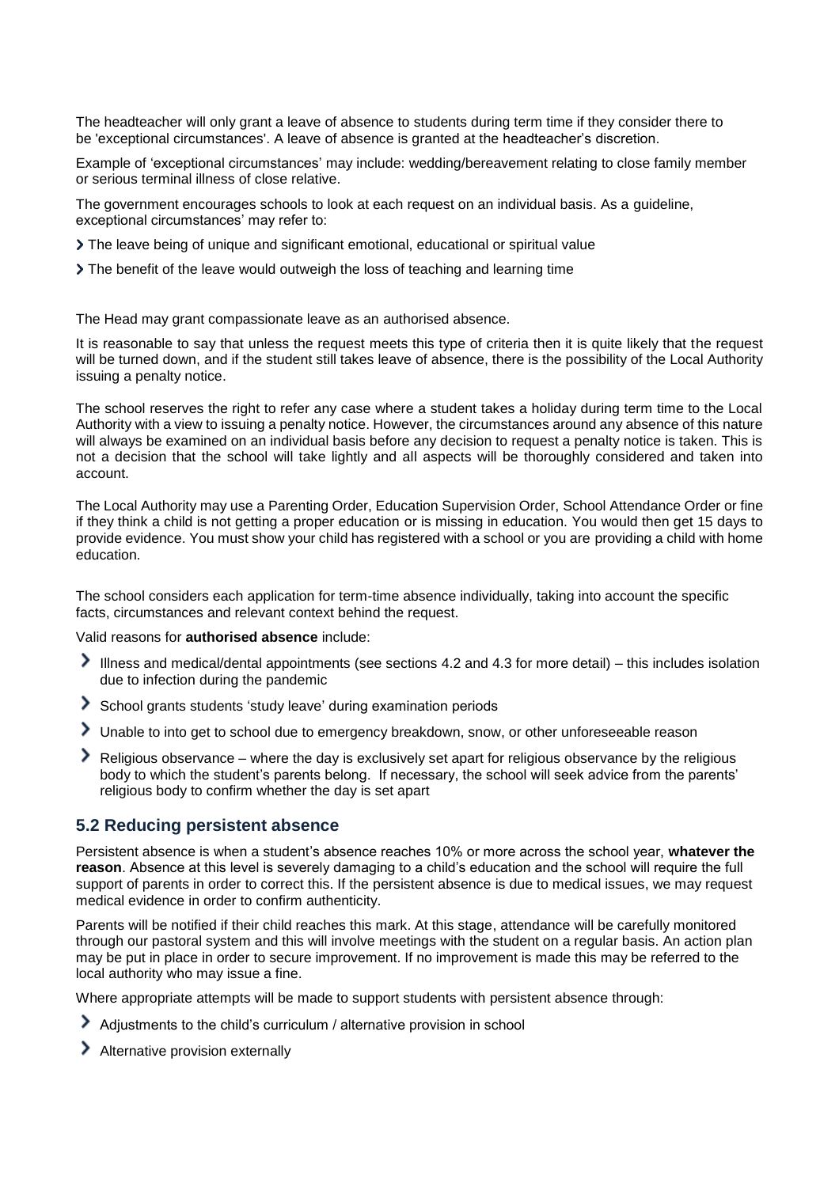The headteacher will only grant a leave of absence to students during term time if they consider there to be 'exceptional circumstances'. A leave of absence is granted at the headteacher's discretion.

Example of 'exceptional circumstances' may include: wedding/bereavement relating to close family member or serious terminal illness of close relative.

The government encourages schools to look at each request on an individual basis. As a guideline, exceptional circumstances' may refer to:

- The leave being of unique and significant emotional, educational or spiritual value
- The benefit of the leave would outweigh the loss of teaching and learning time

The Head may grant compassionate leave as an authorised absence.

It is reasonable to say that unless the request meets this type of criteria then it is quite likely that the request will be turned down, and if the student still takes leave of absence, there is the possibility of the Local Authority issuing a penalty notice.

The school reserves the right to refer any case where a student takes a holiday during term time to the Local Authority with a view to issuing a penalty notice. However, the circumstances around any absence of this nature will always be examined on an individual basis before any decision to request a penalty notice is taken. This is not a decision that the school will take lightly and all aspects will be thoroughly considered and taken into account.

The Local Authority may use a Parenting Order, Education Supervision Order, School Attendance Order or fine if they think a child is not getting a proper education or is missing in education. You would then get 15 days to provide evidence. You must show your child has registered with a school or you are providing a child with home education.

The school considers each application for term-time absence individually, taking into account the specific facts, circumstances and relevant context behind the request.

Valid reasons for **authorised absence** include:

- Illness and medical/dental appointments (see sections 4.2 and 4.3 for more detail) – this includes isolation due to infection during the pandemic
- School grants students 'study leave' during examination periods
- Unable to into get to school due to emergency breakdown, snow, or other unforeseeable reason
- Religious observance – where the day is exclusively set apart for religious observance by the religious body to which the student's parents belong. If necessary, the school will seek advice from the parents' religious body to confirm whether the day is set apart

## 5.2 Reducing persistent absence

Persistent absence is when a student's absence reaches 10% or more across the school year, **whatever the reason**. Absence at this level is severely damaging to a child's education and the school will require the full support of parents in order to correct this. If the persistent absence is due to medical issues, we may request medical evidence in order to confirm authenticity.

Parents will be notified if their child reaches this mark. At this stage, attendance will be carefully monitored through our pastoral system and this will involve meetings with the student on a regular basis. An action plan may be put in place in order to secure improvement. If no improvement is made this may be referred to the local authority who may issue a fine.

Where appropriate attempts will be made to support students with persistent absence through:

- Adjustments to the child's curriculum / alternative provision in school
- Alternative provision externally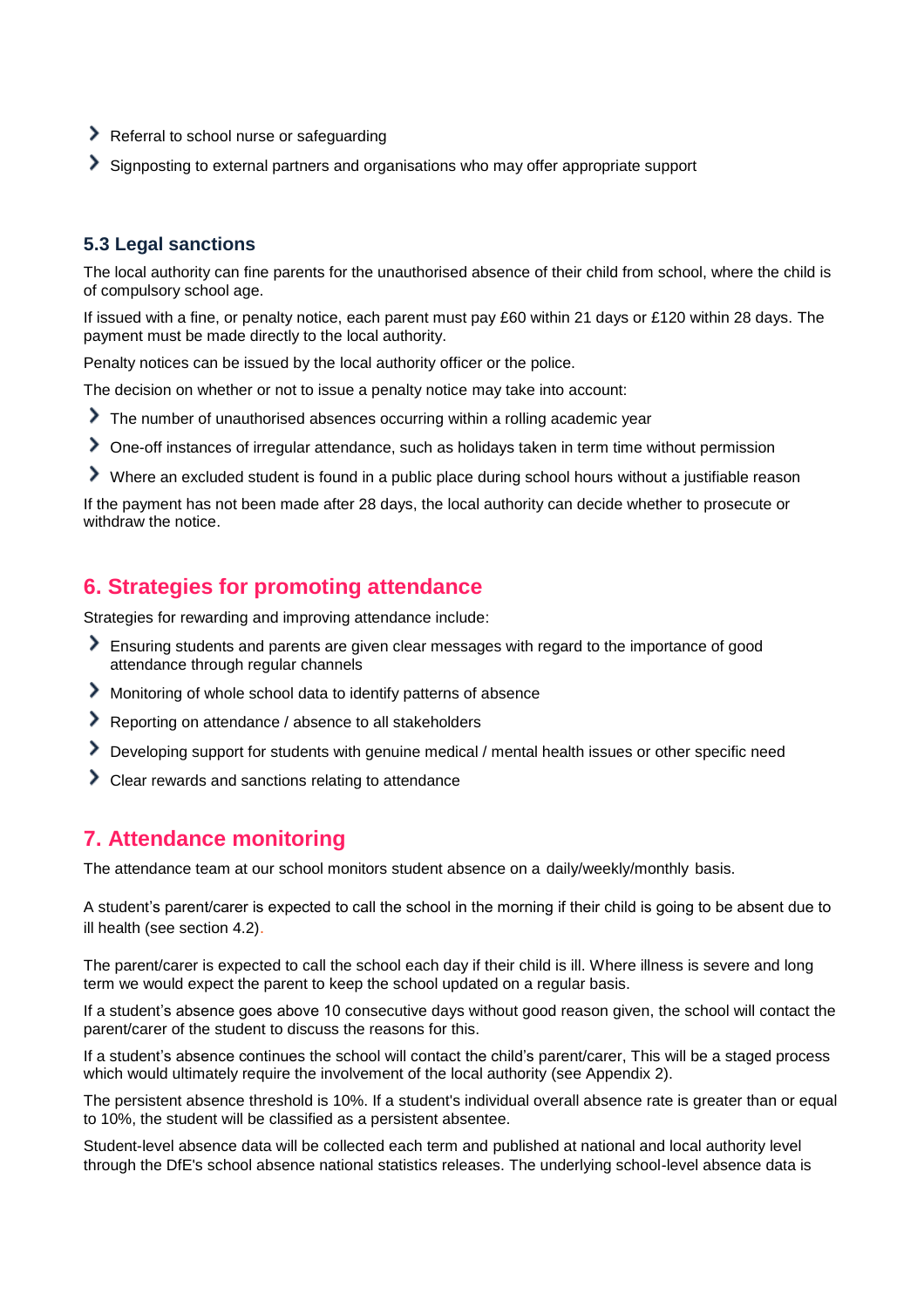- Referral to school nurse or safeguarding
- Signposting to external partners and organisations who may offer appropriate support

### 5.3 Legal sanctions

The local authority can fine parents for the unauthorised absence of their child from school, where the child is of compulsory school age.

If issued with a fine, or penalty notice, each parent must pay £60 within 21 days or £120 within 28 days. The payment must be made directly to the local authority.

Penalty notices can be issued by the local authority officer or the police.

The decision on whether or not to issue a penalty notice may take into account:

- The number of unauthorised absences occurring within a rolling academic year
- One-off instances of irregular attendance, such as holidays taken in term time without permission
- Where an excluded student is found in a public place during school hours without a justifiable reason

If the payment has not been made after 28 days, the local authority can decide whether to prosecute or withdraw the notice.

## 6. Strategies for promoting attendance

Strategies for rewarding and improving attendance include:

- Ensuring students and parents are given clear messages with regard to the importance of good attendance through regular channels
- Monitoring of whole school data to identify patterns of absence
- Reporting on attendance / absence to all stakeholders
- Developing support for students with genuine medical / mental health issues or other specific need
- Clear rewards and sanctions relating to attendance

## 7. Attendance monitoring

The attendance team at our school monitors student absence on a daily/weekly/monthly basis.

A student's parent/carer is expected to call the school in the morning if their child is going to be absent due to ill health (see section 4.2).

The parent/carer is expected to call the school each day if their child is ill. Where illness is severe and long term we would expect the parent to keep the school updated on a regular basis.

If a student's absence goes above 10 consecutive days without good reason given, the school will contact the parent/carer of the student to discuss the reasons for this.

If a student's absence continues the school will contact the child's parent/carer, This will be a staged process which would ultimately require the involvement of the local authority (see Appendix 2).

The persistent absence threshold is 10%. If a student's individual overall absence rate is greater than or equal to 10%, the student will be classified as a persistent absentee.

Student-level absence data will be collected each term and published at national and local authority level through the DfE's school absence national statistics releases. The underlying school-level absence data is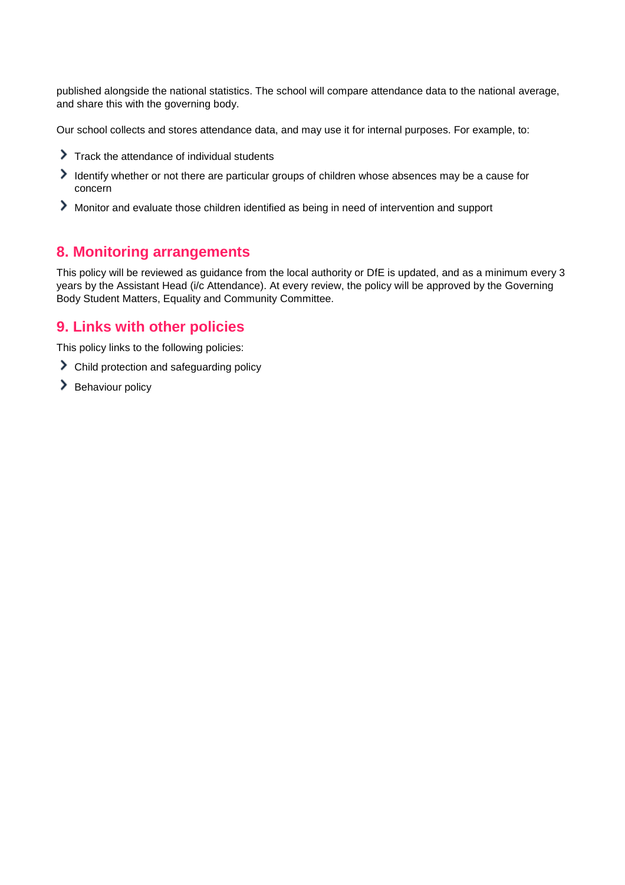published alongside the national statistics. The school will compare attendance data to the national average, and share this with the governing body.

Our school collects and stores attendance data, and may use it for internal purposes. For example, to:

- Track the attendance of individual students
- Identify whether or not there are particular groups of children whose absences may be a cause for concern
- Monitor and evaluate those children identified as being in need of intervention and support

## 8. Monitoring arrangements

This policy will be reviewed as guidance from the local authority or DfE is updated, and as a minimum every 3 years by the Assistant Head (i/c Attendance). At every review, the policy will be approved by the Governing Body Student Matters, Equality and Community Committee.

## 9. Links with other policies

This policy links to the following policies:

- Child protection and safeguarding policy
- Behaviour policy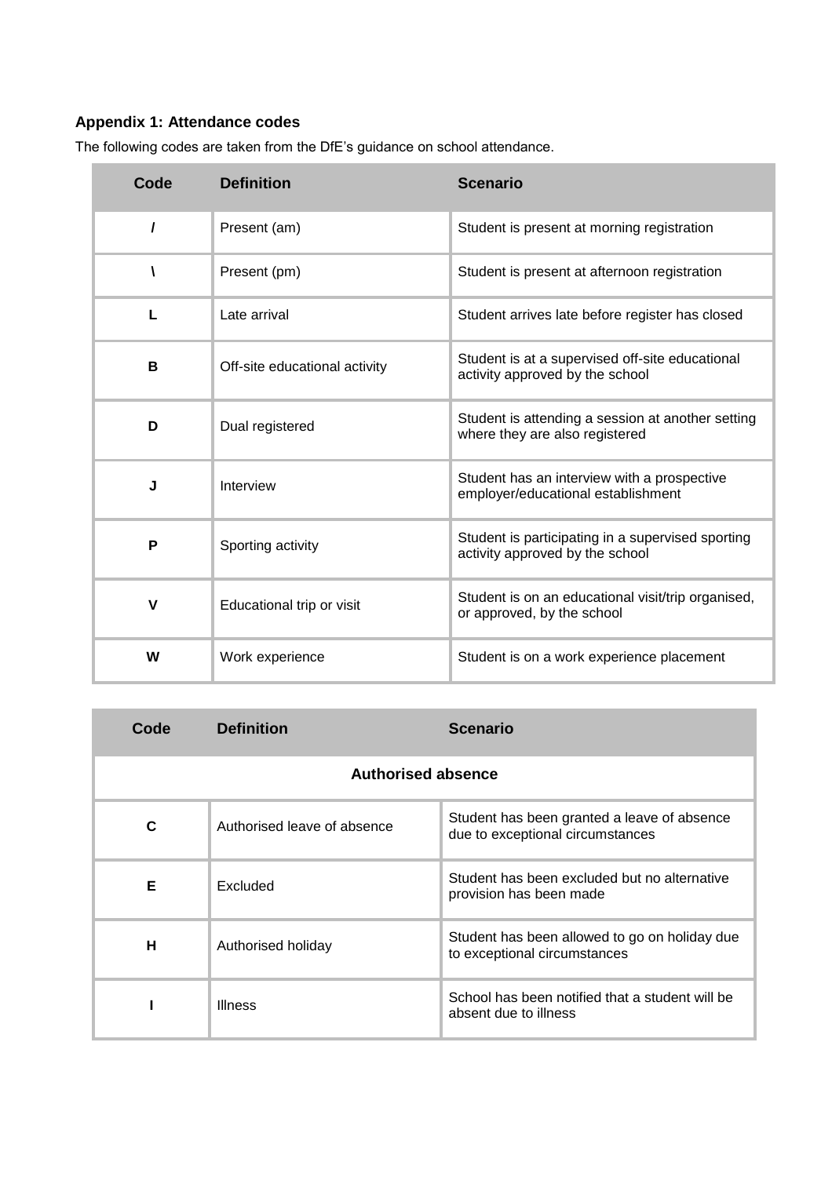**Appendix 1: Attendance codes**

The following codes are taken from the DfE's guidance on school attendance.

| Code | Definition | Scenario |
|---|---|---|
| / | Present (am) | Student is present at morning registration |
| \ | Present (pm) | Student is present at afternoon registration |
| L | Late arrival | Student arrives late before register has closed |
| B | Off-site educational activity | Student is at a supervised off-site educational activity approved by the school |
| D | Dual registered | Student is attending a session at another setting where they are also registered |
| J | Interview | Student has an interview with a prospective employer/educational establishment |
| P | Sporting activity | Student is participating in a supervised sporting activity approved by the school |
| V | Educational trip or visit | Student is on an educational visit/trip organised, or approved, by the school |
| W | Work experience | Student is on a work experience placement |

| Code | Definition | Scenario |
|---|---|---|
| **Authorised absence** | | |
| C | Authorised leave of absence | Student has been granted a leave of absence due to exceptional circumstances |
| E | Excluded | Student has been excluded but no alternative provision has been made |
| H | Authorised holiday | Student has been allowed to go on holiday due to exceptional circumstances |
| I | Illness | School has been notified that a student will be absent due to illness |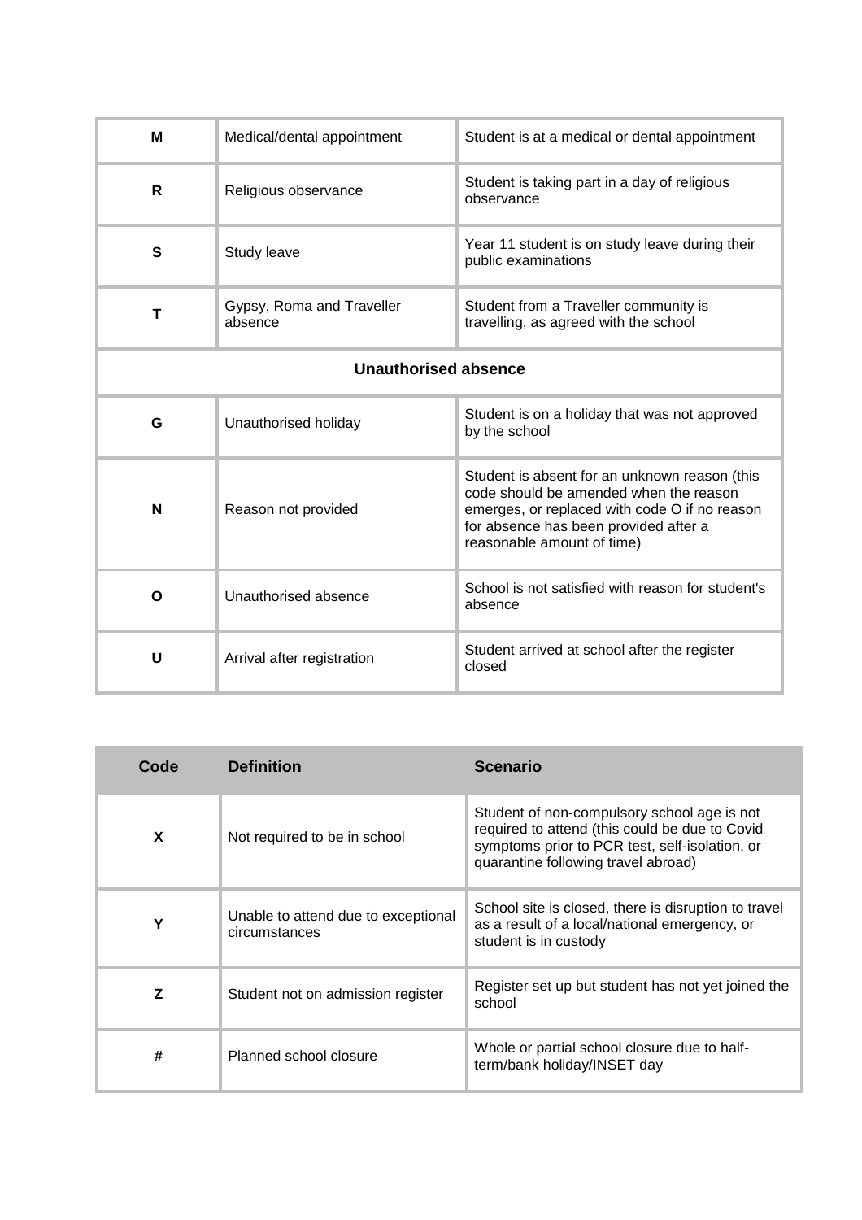| | | |
|---|---|---|
| **M** | Medical/dental appointment | Student is at a medical or dental appointment |
| **R** | Religious observance | Student is taking part in a day of religious observance |
| **S** | Study leave | Year 11 student is on study leave during their public examinations |
| **T** | Gypsy, Roma and Traveller absence | Student from a Traveller community is travelling, as agreed with the school |
| **Unauthorised absence** | | |
| **G** | Unauthorised holiday | Student is on a holiday that was not approved by the school |
| **N** | Reason not provided | Student is absent for an unknown reason (this code should be amended when the reason emerges, or replaced with code O if no reason for absence has been provided after a reasonable amount of time) |
| **O** | Unauthorised absence | School is not satisfied with reason for student's absence |
| **U** | Arrival after registration | Student arrived at school after the register closed |

| Code | Definition | Scenario |
|---|---|---|
| **X** | Not required to be in school | Student of non-compulsory school age is not required to attend (this could be due to Covid symptoms prior to PCR test, self-isolation, or quarantine following travel abroad) |
| **Y** | Unable to attend due to exceptional circumstances | School site is closed, there is disruption to travel as a result of a local/national emergency, or student is in custody |
| **Z** | Student not on admission register | Register set up but student has not yet joined the school |
| **#** | Planned school closure | Whole or partial school closure due to half-term/bank holiday/INSET day |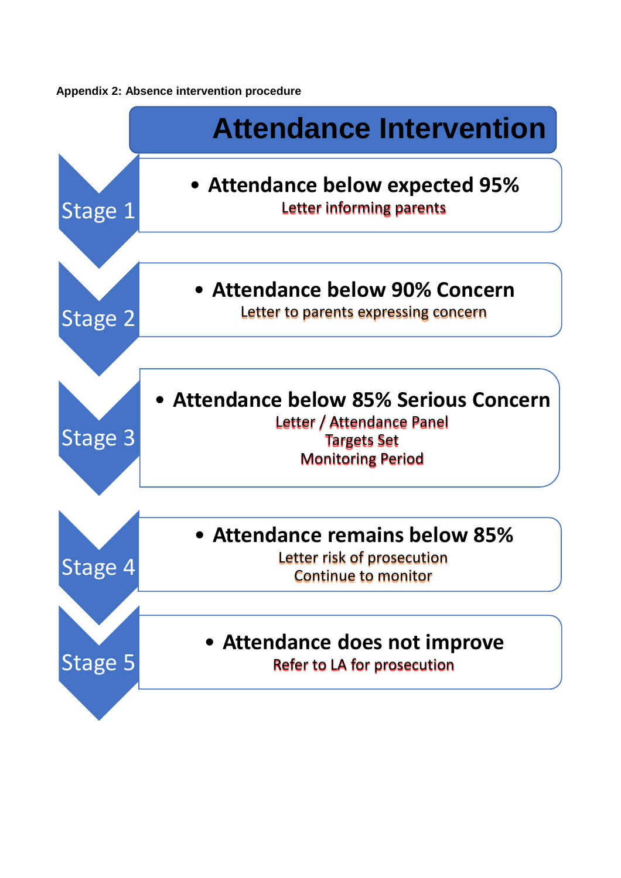**Appendix 2: Absence intervention procedure**

# Attendance Intervention

**Stage 1**

- **Attendance below expected 95%**

Letter informing parents

**Stage 2**

- **Attendance below 90% Concern**

Letter to parents expressing concern

**Stage 3**

- **Attendance below 85% Serious Concern**

Letter / Attendance Panel
Targets Set
Monitoring Period

**Stage 4**

- **Attendance remains below 85%**

Letter risk of prosecution
Continue to monitor

**Stage 5**

- **Attendance does not improve**

Refer to LA for prosecution